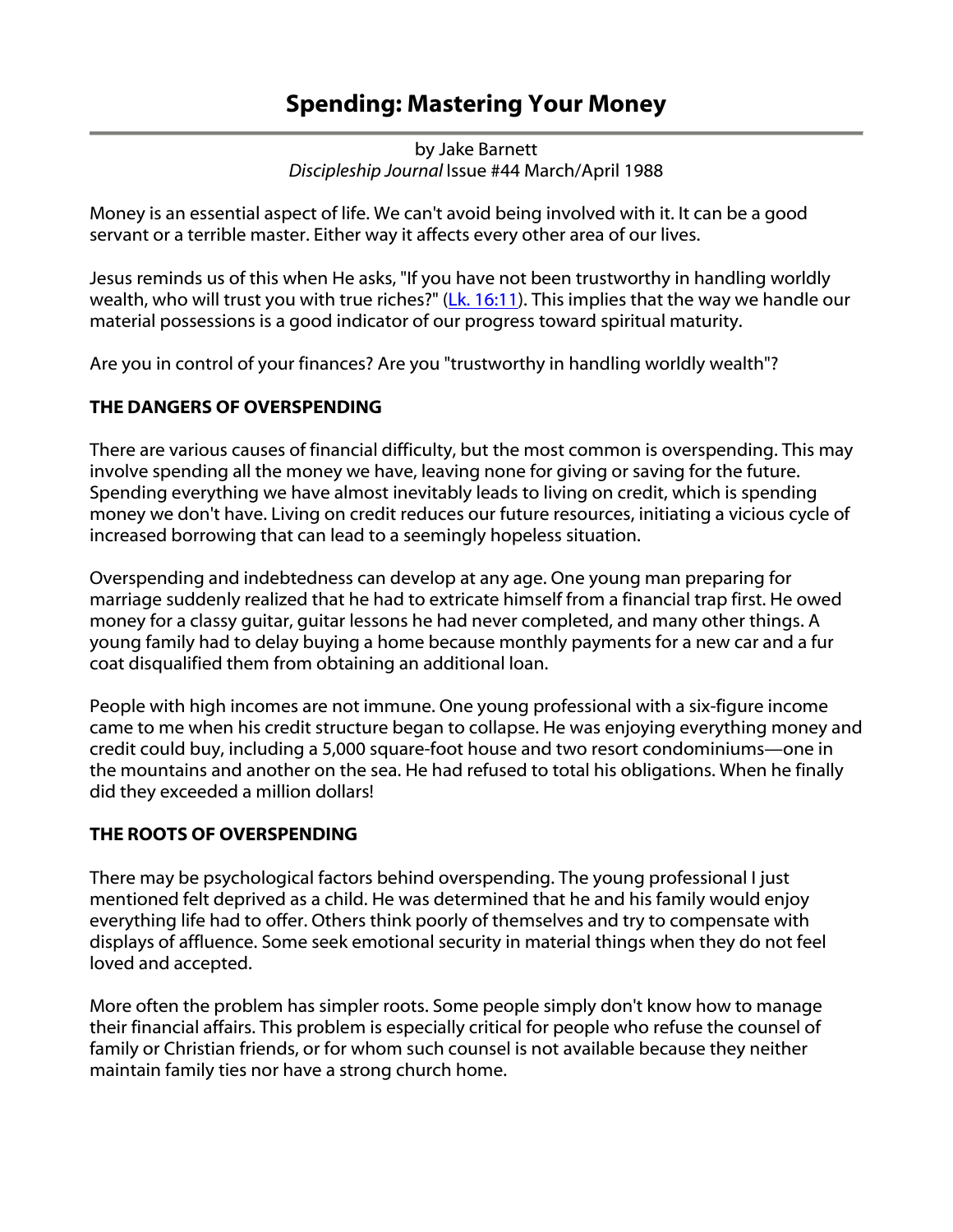# Spending: Mastering Your Money

by Jake Barnett
*Discipleship Journal* Issue #44 March/April 1988

Money is an essential aspect of life. We can't avoid being involved with it. It can be a good servant or a terrible master. Either way it affects every other area of our lives.

Jesus reminds us of this when He asks, "If you have not been trustworthy in handling worldly wealth, who will trust you with true riches?" (Lk. 16:11). This implies that the way we handle our material possessions is a good indicator of our progress toward spiritual maturity.

Are you in control of your finances? Are you "trustworthy in handling worldly wealth"?

**THE DANGERS OF OVERSPENDING**

There are various causes of financial difficulty, but the most common is overspending. This may involve spending all the money we have, leaving none for giving or saving for the future. Spending everything we have almost inevitably leads to living on credit, which is spending money we don't have. Living on credit reduces our future resources, initiating a vicious cycle of increased borrowing that can lead to a seemingly hopeless situation.

Overspending and indebtedness can develop at any age. One young man preparing for marriage suddenly realized that he had to extricate himself from a financial trap first. He owed money for a classy guitar, guitar lessons he had never completed, and many other things. A young family had to delay buying a home because monthly payments for a new car and a fur coat disqualified them from obtaining an additional loan.

People with high incomes are not immune. One young professional with a six-figure income came to me when his credit structure began to collapse. He was enjoying everything money and credit could buy, including a 5,000 square-foot house and two resort condominiums—one in the mountains and another on the sea. He had refused to total his obligations. When he finally did they exceeded a million dollars!

**THE ROOTS OF OVERSPENDING**

There may be psychological factors behind overspending. The young professional I just mentioned felt deprived as a child. He was determined that he and his family would enjoy everything life had to offer. Others think poorly of themselves and try to compensate with displays of affluence. Some seek emotional security in material things when they do not feel loved and accepted.

More often the problem has simpler roots. Some people simply don't know how to manage their financial affairs. This problem is especially critical for people who refuse the counsel of family or Christian friends, or for whom such counsel is not available because they neither maintain family ties nor have a strong church home.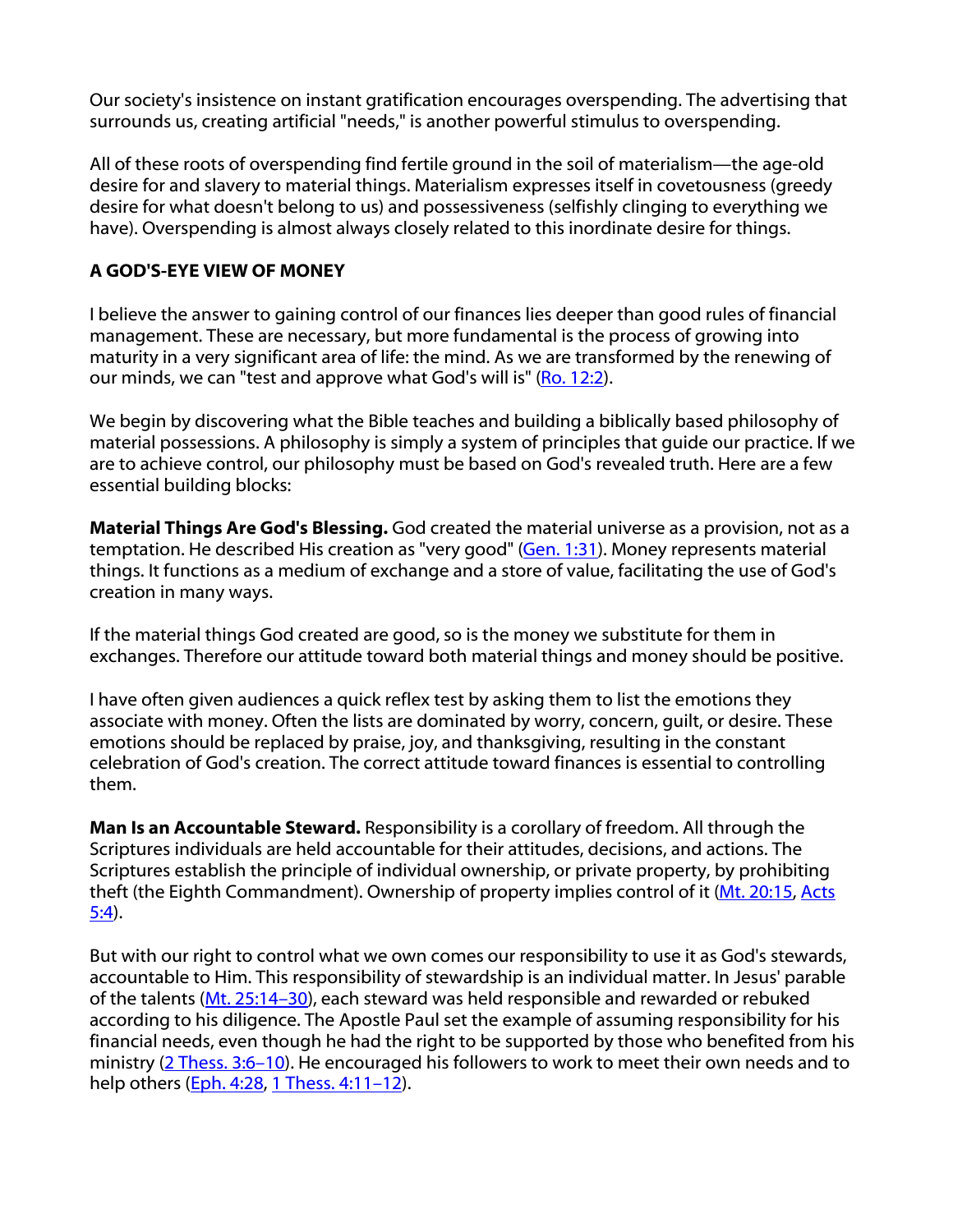Our society's insistence on instant gratification encourages overspending. The advertising that surrounds us, creating artificial "needs," is another powerful stimulus to overspending.

All of these roots of overspending find fertile ground in the soil of materialism—the age-old desire for and slavery to material things. Materialism expresses itself in covetousness (greedy desire for what doesn't belong to us) and possessiveness (selfishly clinging to everything we have). Overspending is almost always closely related to this inordinate desire for things.

**A GOD'S-EYE VIEW OF MONEY**

I believe the answer to gaining control of our finances lies deeper than good rules of financial management. These are necessary, but more fundamental is the process of growing into maturity in a very significant area of life: the mind. As we are transformed by the renewing of our minds, we can "test and approve what God's will is" (Ro. 12:2).

We begin by discovering what the Bible teaches and building a biblically based philosophy of material possessions. A philosophy is simply a system of principles that guide our practice. If we are to achieve control, our philosophy must be based on God's revealed truth. Here are a few essential building blocks:

**Material Things Are God's Blessing.** God created the material universe as a provision, not as a temptation. He described His creation as "very good" (Gen. 1:31). Money represents material things. It functions as a medium of exchange and a store of value, facilitating the use of God's creation in many ways.

If the material things God created are good, so is the money we substitute for them in exchanges. Therefore our attitude toward both material things and money should be positive.

I have often given audiences a quick reflex test by asking them to list the emotions they associate with money. Often the lists are dominated by worry, concern, guilt, or desire. These emotions should be replaced by praise, joy, and thanksgiving, resulting in the constant celebration of God's creation. The correct attitude toward finances is essential to controlling them.

**Man Is an Accountable Steward.** Responsibility is a corollary of freedom. All through the Scriptures individuals are held accountable for their attitudes, decisions, and actions. The Scriptures establish the principle of individual ownership, or private property, by prohibiting theft (the Eighth Commandment). Ownership of property implies control of it (Mt. 20:15, Acts 5:4).

But with our right to control what we own comes our responsibility to use it as God's stewards, accountable to Him. This responsibility of stewardship is an individual matter. In Jesus' parable of the talents (Mt. 25:14–30), each steward was held responsible and rewarded or rebuked according to his diligence. The Apostle Paul set the example of assuming responsibility for his financial needs, even though he had the right to be supported by those who benefited from his ministry (2 Thess. 3:6–10). He encouraged his followers to work to meet their own needs and to help others (Eph. 4:28, 1 Thess. 4:11–12).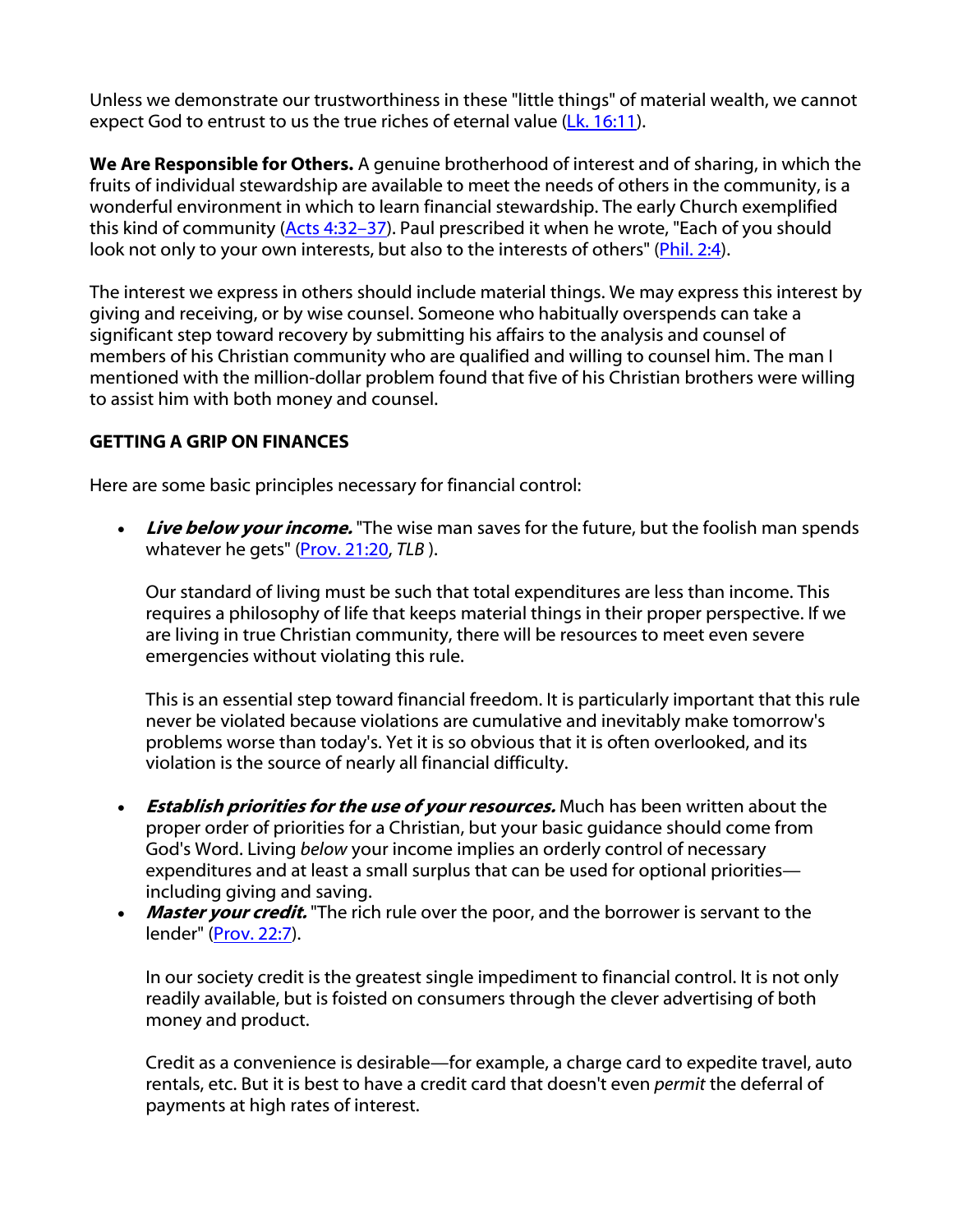Unless we demonstrate our trustworthiness in these "little things" of material wealth, we cannot expect God to entrust to us the true riches of eternal value (Lk. 16:11).

**We Are Responsible for Others.** A genuine brotherhood of interest and of sharing, in which the fruits of individual stewardship are available to meet the needs of others in the community, is a wonderful environment in which to learn financial stewardship. The early Church exemplified this kind of community (Acts 4:32–37). Paul prescribed it when he wrote, "Each of you should look not only to your own interests, but also to the interests of others" (Phil. 2:4).

The interest we express in others should include material things. We may express this interest by giving and receiving, or by wise counsel. Someone who habitually overspends can take a significant step toward recovery by submitting his affairs to the analysis and counsel of members of his Christian community who are qualified and willing to counsel him. The man I mentioned with the million-dollar problem found that five of his Christian brothers were willing to assist him with both money and counsel.

**GETTING A GRIP ON FINANCES**

Here are some basic principles necessary for financial control:

- ***Live below your income.*** "The wise man saves for the future, but the foolish man spends whatever he gets" (Prov. 21:20, *TLB* ).

  Our standard of living must be such that total expenditures are less than income. This requires a philosophy of life that keeps material things in their proper perspective. If we are living in true Christian community, there will be resources to meet even severe emergencies without violating this rule.

  This is an essential step toward financial freedom. It is particularly important that this rule never be violated because violations are cumulative and inevitably make tomorrow's problems worse than today's. Yet it is so obvious that it is often overlooked, and its violation is the source of nearly all financial difficulty.

- ***Establish priorities for the use of your resources.*** Much has been written about the proper order of priorities for a Christian, but your basic guidance should come from God's Word. Living *below* your income implies an orderly control of necessary expenditures and at least a small surplus that can be used for optional priorities—including giving and saving.
- ***Master your credit.*** "The rich rule over the poor, and the borrower is servant to the lender" (Prov. 22:7).

  In our society credit is the greatest single impediment to financial control. It is not only readily available, but is foisted on consumers through the clever advertising of both money and product.

  Credit as a convenience is desirable—for example, a charge card to expedite travel, auto rentals, etc. But it is best to have a credit card that doesn't even *permit* the deferral of payments at high rates of interest.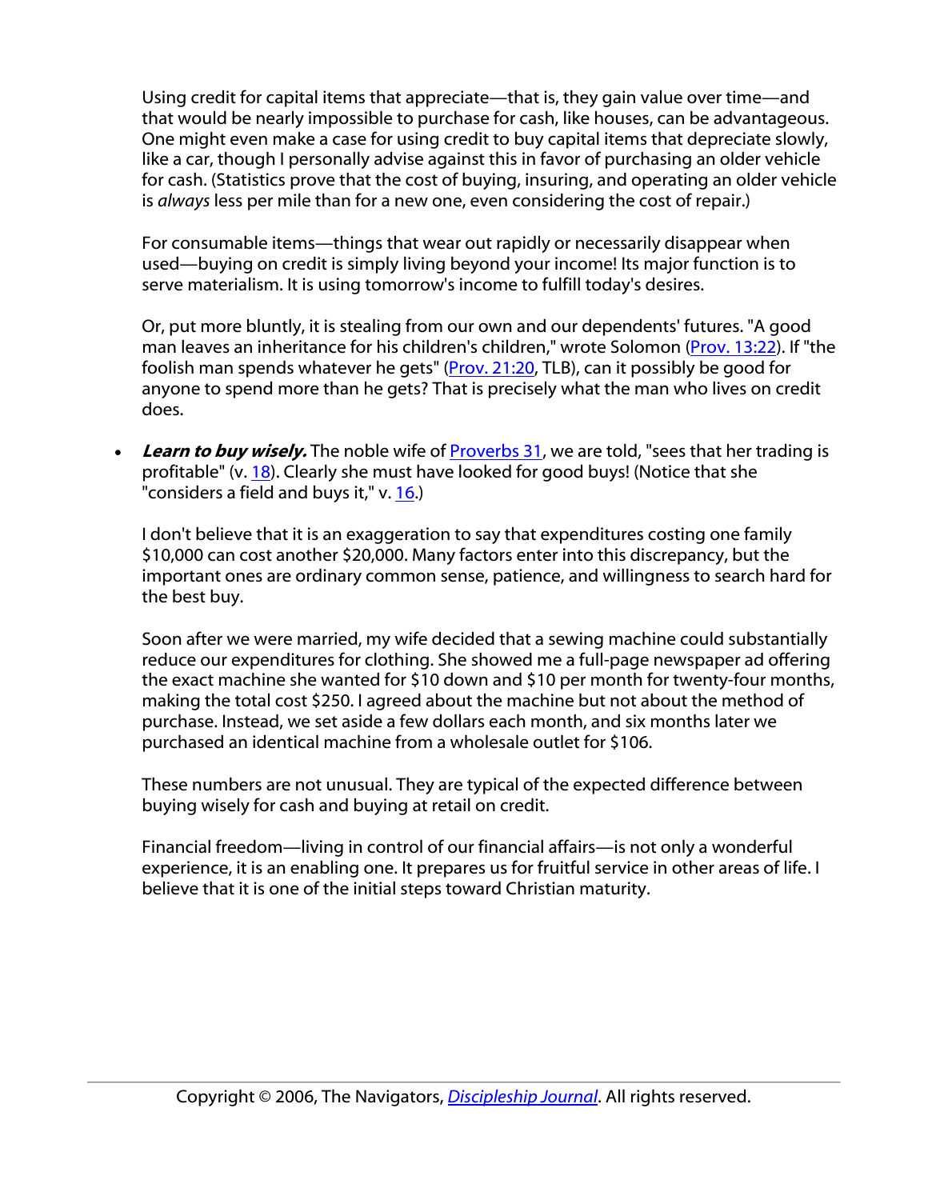Using credit for capital items that appreciate—that is, they gain value over time—and that would be nearly impossible to purchase for cash, like houses, can be advantageous. One might even make a case for using credit to buy capital items that depreciate slowly, like a car, though I personally advise against this in favor of purchasing an older vehicle for cash. (Statistics prove that the cost of buying, insuring, and operating an older vehicle is *always* less per mile than for a new one, even considering the cost of repair.)

For consumable items—things that wear out rapidly or necessarily disappear when used—buying on credit is simply living beyond your income! Its major function is to serve materialism. It is using tomorrow's income to fulfill today's desires.

Or, put more bluntly, it is stealing from our own and our dependents' futures. "A good man leaves an inheritance for his children's children," wrote Solomon (Prov. 13:22). If "the foolish man spends whatever he gets" (Prov. 21:20, TLB), can it possibly be good for anyone to spend more than he gets? That is precisely what the man who lives on credit does.

- ***Learn to buy wisely.*** The noble wife of Proverbs 31, we are told, "sees that her trading is profitable" (v. 18). Clearly she must have looked for good buys! (Notice that she "considers a field and buys it," v. 16.)

  I don't believe that it is an exaggeration to say that expenditures costing one family $10,000 can cost another $20,000. Many factors enter into this discrepancy, but the important ones are ordinary common sense, patience, and willingness to search hard for the best buy.

  Soon after we were married, my wife decided that a sewing machine could substantially reduce our expenditures for clothing. She showed me a full-page newspaper ad offering the exact machine she wanted for $10 down and $10 per month for twenty-four months, making the total cost $250. I agreed about the machine but not about the method of purchase. Instead, we set aside a few dollars each month, and six months later we purchased an identical machine from a wholesale outlet for $106.

  These numbers are not unusual. They are typical of the expected difference between buying wisely for cash and buying at retail on credit.

  Financial freedom—living in control of our financial affairs—is not only a wonderful experience, it is an enabling one. It prepares us for fruitful service in other areas of life. I believe that it is one of the initial steps toward Christian maturity.

Copyright © 2006, The Navigators, *Discipleship Journal*. All rights reserved.